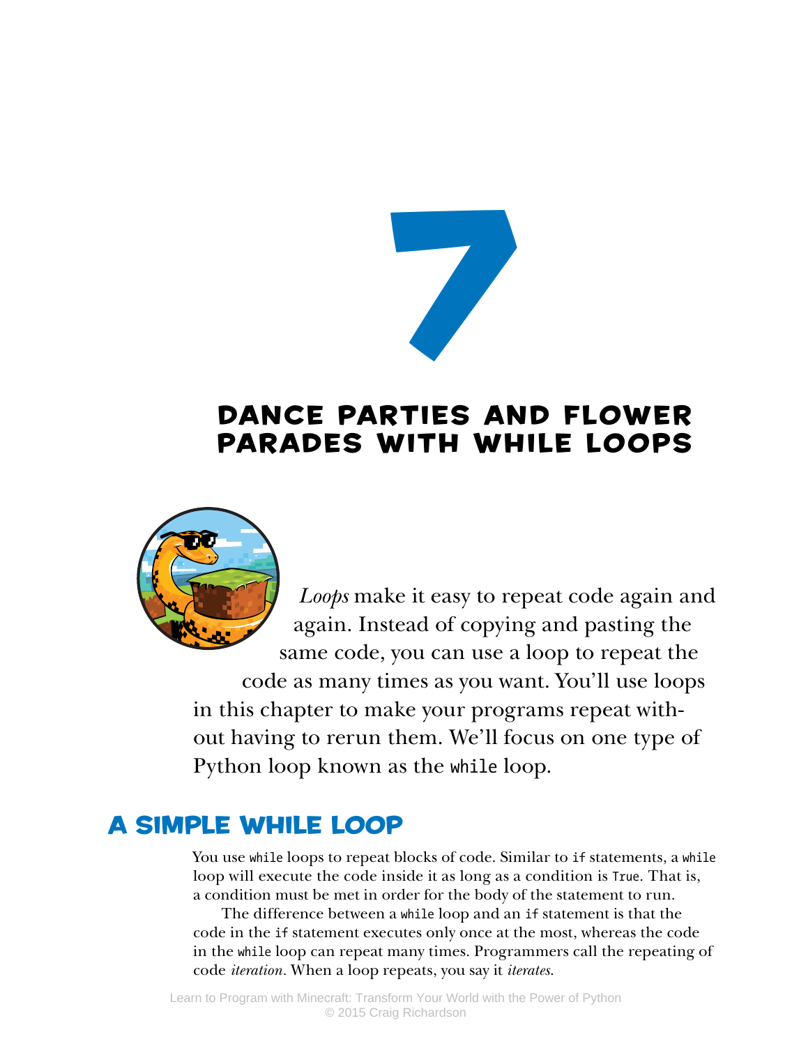# 7

# DANCE PARTIES AND FLOWER PARADES WITH WHILE LOOPS

*Loops* make it easy to repeat code again and again. Instead of copying and pasting the same code, you can use a loop to repeat the code as many times as you want. You'll use loops in this chapter to make your programs repeat without having to rerun them. We'll focus on one type of Python loop known as the `while` loop.

## A SIMPLE WHILE LOOP

You use `while` loops to repeat blocks of code. Similar to `if` statements, a `while` loop will execute the code inside it as long as a condition is `True`. That is, a condition must be met in order for the body of the statement to run.

The difference between a `while` loop and an `if` statement is that the code in the `if` statement executes only once at the most, whereas the code in the `while` loop can repeat many times. Programmers call the repeating of code *iteration*. When a loop repeats, you say it *iterates*.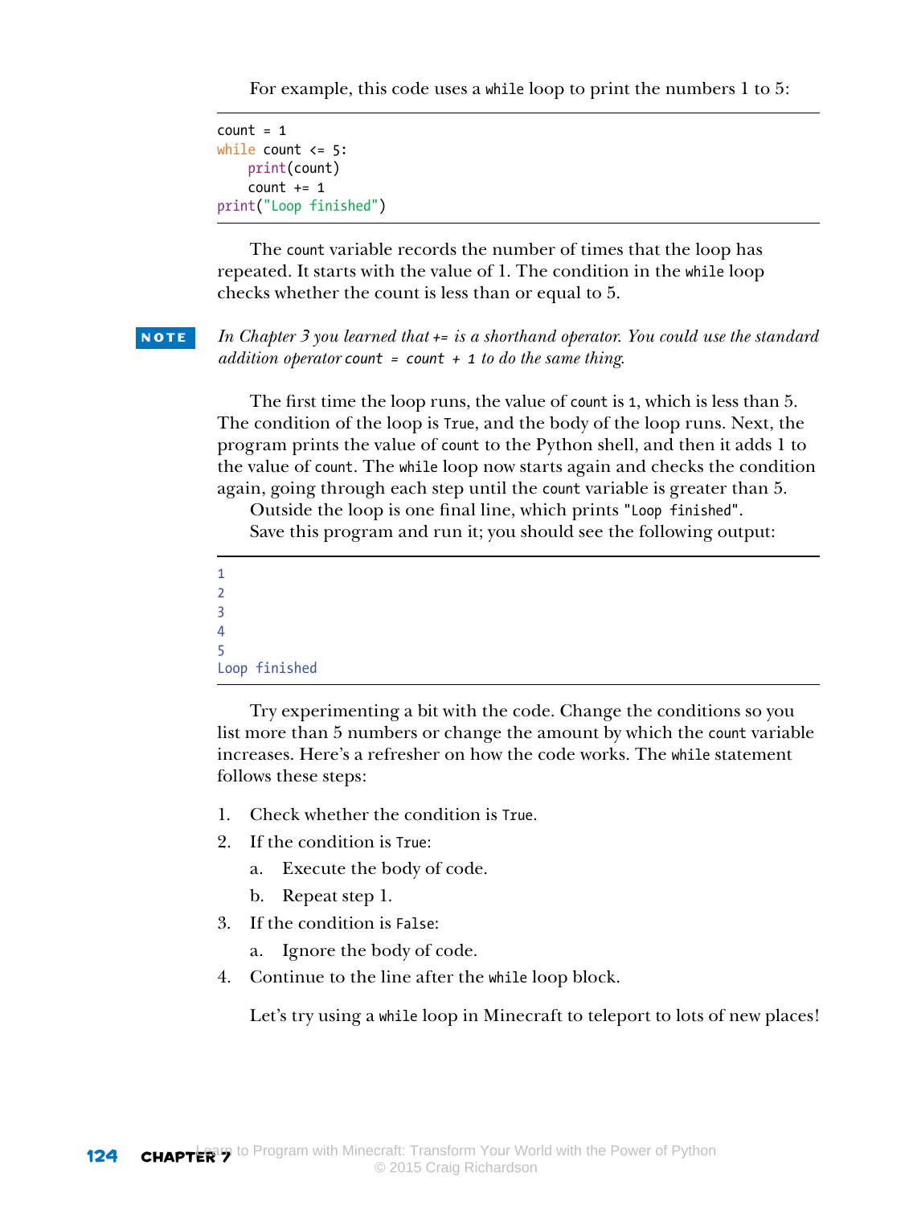For example, this code uses a `while` loop to print the numbers 1 to 5:

```
count = 1
while count <= 5:
    print(count)
    count += 1
print("Loop finished")
```

The `count` variable records the number of times that the loop has repeated. It starts with the value of 1. The condition in the `while` loop checks whether the count is less than or equal to 5.

**NOTE** *In Chapter 3 you learned that `+=` is a shorthand operator. You could use the standard addition operator `count = count + 1` to do the same thing.*

The first time the loop runs, the value of `count` is `1`, which is less than 5. The condition of the loop is `True`, and the body of the loop runs. Next, the program prints the value of `count` to the Python shell, and then it adds 1 to the value of `count`. The `while` loop now starts again and checks the condition again, going through each step until the `count` variable is greater than 5.

Outside the loop is one final line, which prints `"Loop finished"`.

Save this program and run it; you should see the following output:

```
1
2
3
4
5
Loop finished
```

Try experimenting a bit with the code. Change the conditions so you list more than 5 numbers or change the amount by which the `count` variable increases. Here's a refresher on how the code works. The `while` statement follows these steps:

1. Check whether the condition is `True`.
2. If the condition is `True`:
   a. Execute the body of code.
   b. Repeat step 1.
3. If the condition is `False`:
   a. Ignore the body of code.
4. Continue to the line after the `while` loop block.

Let's try using a `while` loop in Minecraft to teleport to lots of new places!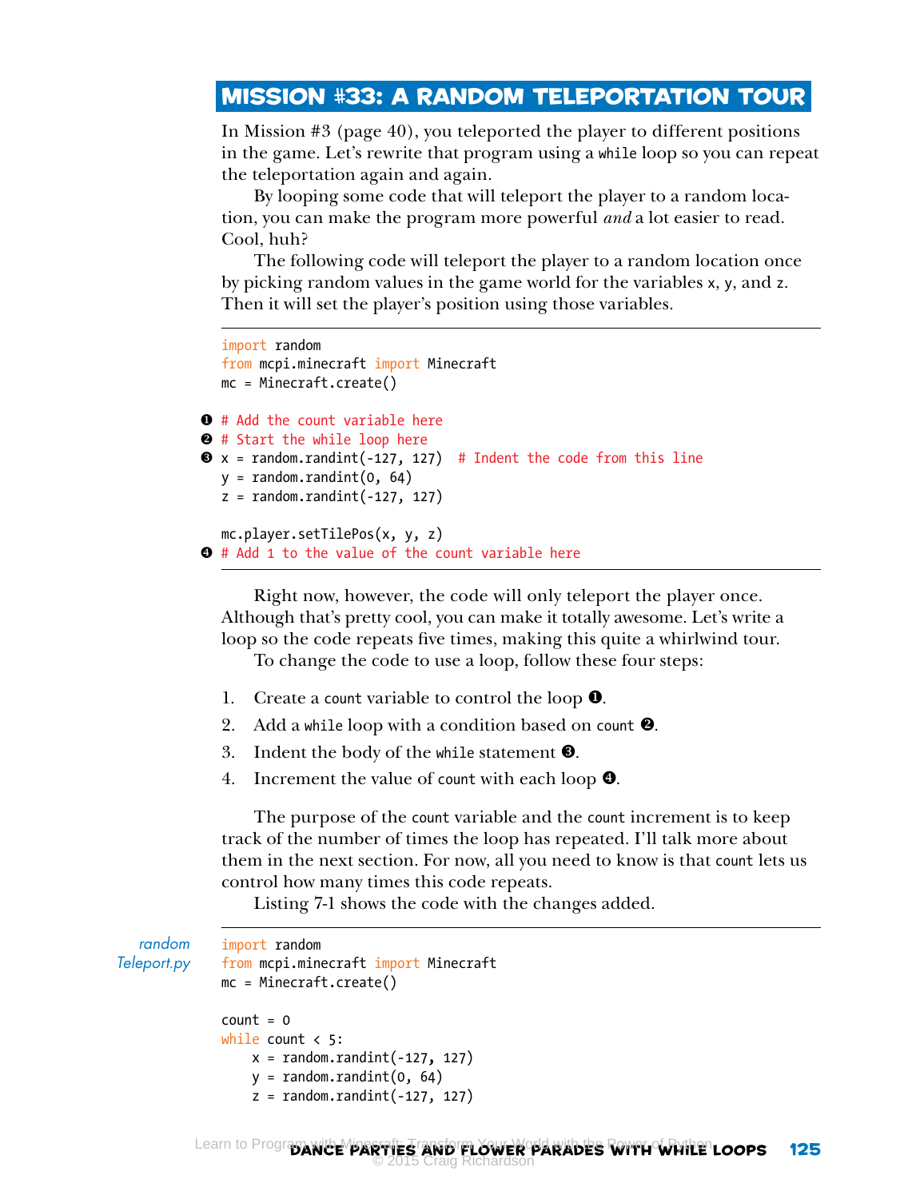## MISSION #33: A RANDOM TELEPORTATION TOUR

In Mission #3 (page 40), you teleported the player to different positions in the game. Let's rewrite that program using a `while` loop so you can repeat the teleportation again and again.

By looping some code that will teleport the player to a random location, you can make the program more powerful *and* a lot easier to read. Cool, huh?

The following code will teleport the player to a random location once by picking random values in the game world for the variables `x`, `y`, and `z`. Then it will set the player's position using those variables.

```
import random
from mcpi.minecraft import Minecraft
mc = Minecraft.create()

❶ # Add the count variable here
❷ # Start the while loop here
❸ x = random.randint(-127, 127)  # Indent the code from this line
y = random.randint(0, 64)
z = random.randint(-127, 127)

mc.player.setTilePos(x, y, z)
❹ # Add 1 to the value of the count variable here
```

Right now, however, the code will only teleport the player once. Although that's pretty cool, you can make it totally awesome. Let's write a loop so the code repeats five times, making this quite a whirlwind tour.

To change the code to use a loop, follow these four steps:

1. Create a `count` variable to control the loop ❶.
2. Add a `while` loop with a condition based on `count` ❷.
3. Indent the body of the `while` statement ❸.
4. Increment the value of `count` with each loop ❹.

The purpose of the `count` variable and the `count` increment is to keep track of the number of times the loop has repeated. I'll talk more about them in the next section. For now, all you need to know is that `count` lets us control how many times this code repeats.

Listing 7-1 shows the code with the changes added.

*randomTeleport.py*

```
import random
from mcpi.minecraft import Minecraft
mc = Minecraft.create()

count = 0
while count < 5:
    x = random.randint(-127, 127)
    y = random.randint(0, 64)
    z = random.randint(-127, 127)
```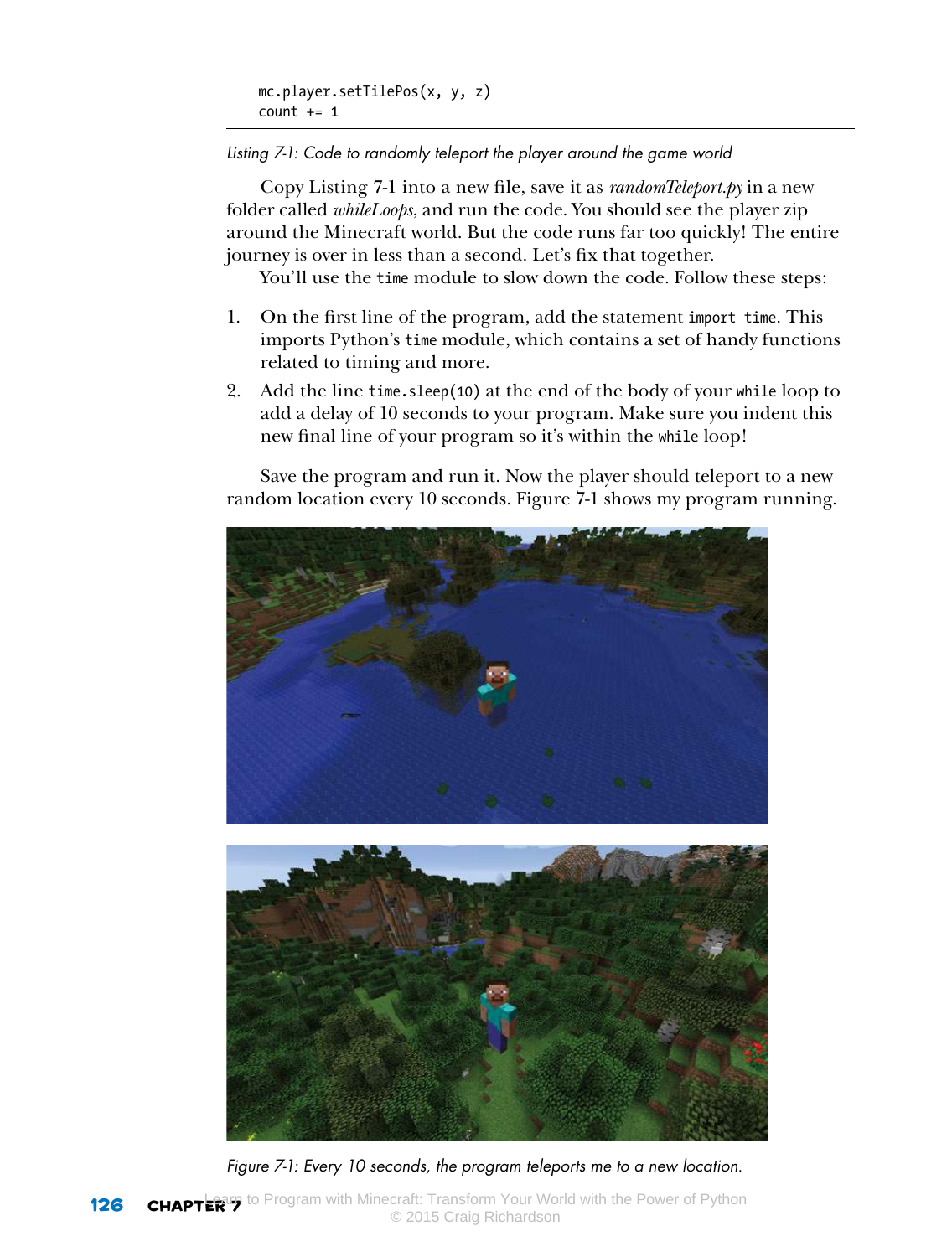```
    mc.player.setTilePos(x, y, z)
    count += 1
```

*Listing 7-1: Code to randomly teleport the player around the game world*

Copy Listing 7-1 into a new file, save it as *randomTeleport.py* in a new folder called *whileLoops*, and run the code. You should see the player zip around the Minecraft world. But the code runs far too quickly! The entire journey is over in less than a second. Let's fix that together.

You'll use the `time` module to slow down the code. Follow these steps:

1. On the first line of the program, add the statement `import time`. This imports Python's `time` module, which contains a set of handy functions related to timing and more.
2. Add the line `time.sleep(10)` at the end of the body of your `while` loop to add a delay of 10 seconds to your program. Make sure you indent this new final line of your program so it's within the `while` loop!

Save the program and run it. Now the player should teleport to a new random location every 10 seconds. Figure 7-1 shows my program running.

*Figure 7-1: Every 10 seconds, the program teleports me to a new location.*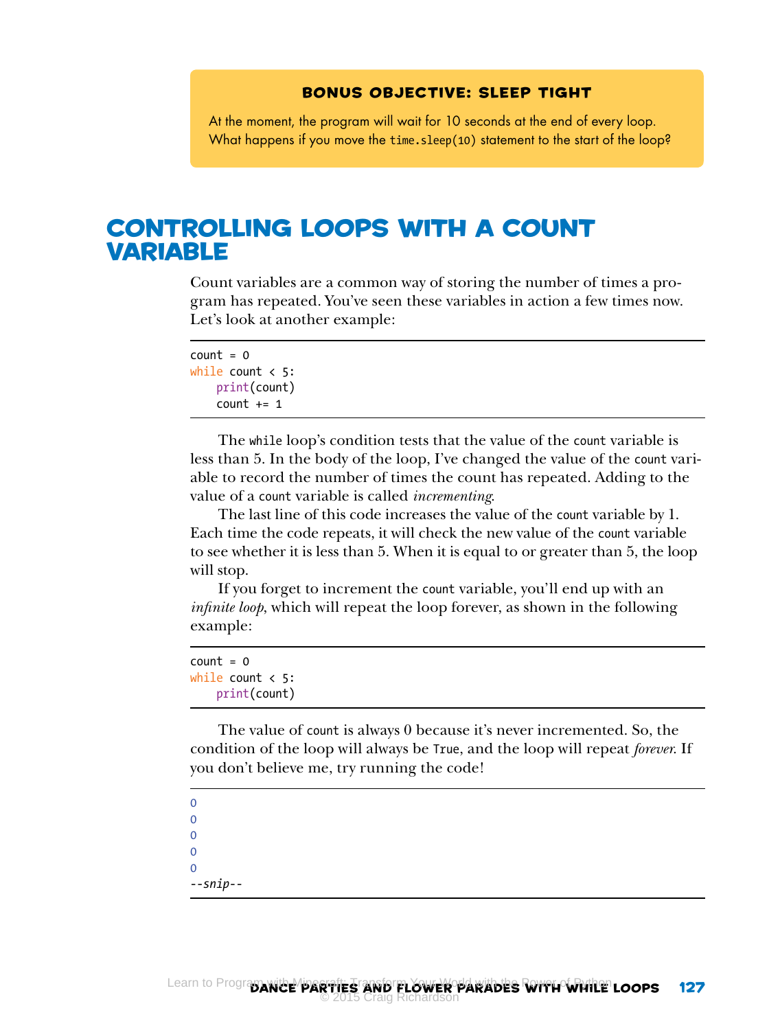### BONUS OBJECTIVE: SLEEP TIGHT

At the moment, the program will wait for 10 seconds at the end of every loop. What happens if you move the `time.sleep(10)` statement to the start of the loop?

## CONTROLLING LOOPS WITH A COUNT VARIABLE

Count variables are a common way of storing the number of times a program has repeated. You've seen these variables in action a few times now. Let's look at another example:

```
count = 0
while count < 5:
    print(count)
    count += 1
```

The `while` loop's condition tests that the value of the `count` variable is less than 5. In the body of the loop, I've changed the value of the `count` variable to record the number of times the count has repeated. Adding to the value of a `count` variable is called *incrementing*.

The last line of this code increases the value of the `count` variable by 1. Each time the code repeats, it will check the new value of the `count` variable to see whether it is less than 5. When it is equal to or greater than 5, the loop will stop.

If you forget to increment the `count` variable, you'll end up with an *infinite loop*, which will repeat the loop forever, as shown in the following example:

```
count = 0
while count < 5:
    print(count)
```

The value of `count` is always 0 because it's never incremented. So, the condition of the loop will always be `True`, and the loop will repeat *forever*. If you don't believe me, try running the code!

```
0
0
0
0
0
--snip--
```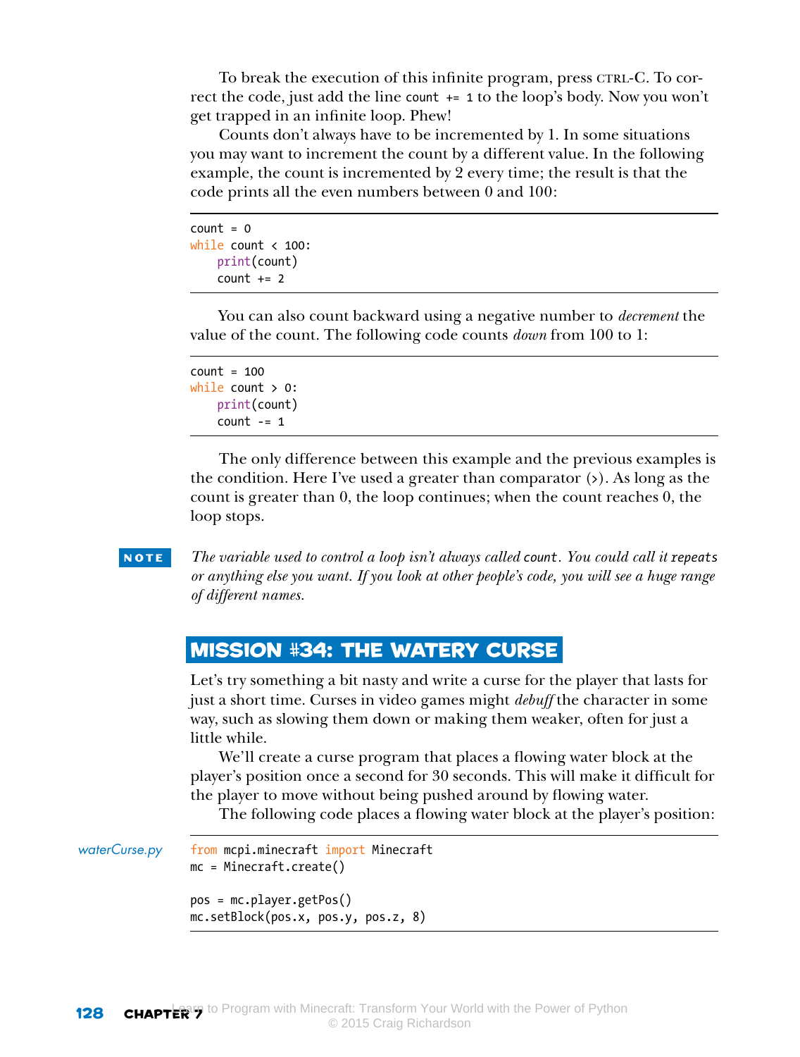To break the execution of this infinite program, press CTRL-C. To correct the code, just add the line `count += 1` to the loop's body. Now you won't get trapped in an infinite loop. Phew!

Counts don't always have to be incremented by 1. In some situations you may want to increment the count by a different value. In the following example, the count is incremented by 2 every time; the result is that the code prints all the even numbers between 0 and 100:

```
count = 0
while count < 100:
    print(count)
    count += 2
```

You can also count backward using a negative number to *decrement* the value of the count. The following code counts *down* from 100 to 1:

```
count = 100
while count > 0:
    print(count)
    count -= 1
```

The only difference between this example and the previous examples is the condition. Here I've used a greater than comparator (>). As long as the count is greater than 0, the loop continues; when the count reaches 0, the loop stops.

**NOTE** *The variable used to control a loop isn't always called* `count`*. You could call it* `repeats` *or anything else you want. If you look at other people's code, you will see a huge range of different names.*

## MISSION #34: THE WATERY CURSE

Let's try something a bit nasty and write a curse for the player that lasts for just a short time. Curses in video games might *debuff* the character in some way, such as slowing them down or making them weaker, often for just a little while.

We'll create a curse program that places a flowing water block at the player's position once a second for 30 seconds. This will make it difficult for the player to move without being pushed around by flowing water.

The following code places a flowing water block at the player's position:

*waterCurse.py*

```
from mcpi.minecraft import Minecraft
mc = Minecraft.create()

pos = mc.player.getPos()
mc.setBlock(pos.x, pos.y, pos.z, 8)
```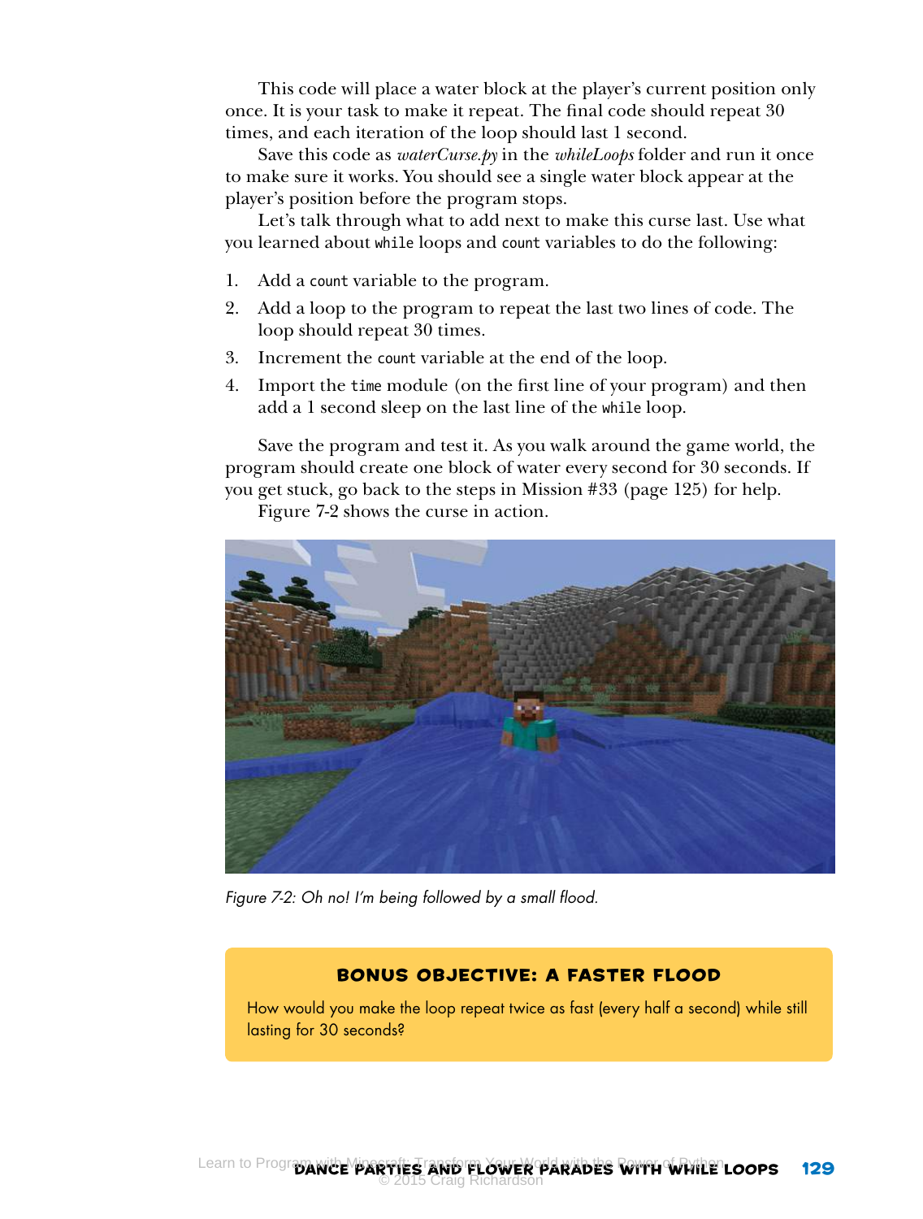This code will place a water block at the player's current position only once. It is your task to make it repeat. The final code should repeat 30 times, and each iteration of the loop should last 1 second.

Save this code as *waterCurse.py* in the *whileLoops* folder and run it once to make sure it works. You should see a single water block appear at the player's position before the program stops.

Let's talk through what to add next to make this curse last. Use what you learned about `while` loops and `count` variables to do the following:

1. Add a `count` variable to the program.
2. Add a loop to the program to repeat the last two lines of code. The loop should repeat 30 times.
3. Increment the `count` variable at the end of the loop.
4. Import the `time` module (on the first line of your program) and then add a 1 second sleep on the last line of the `while` loop.

Save the program and test it. As you walk around the game world, the program should create one block of water every second for 30 seconds. If you get stuck, go back to the steps in Mission #33 (page 125) for help.

Figure 7-2 shows the curse in action.

*Figure 7-2: Oh no! I'm being followed by a small flood.*

### BONUS OBJECTIVE: A FASTER FLOOD

How would you make the loop repeat twice as fast (every half a second) while still lasting for 30 seconds?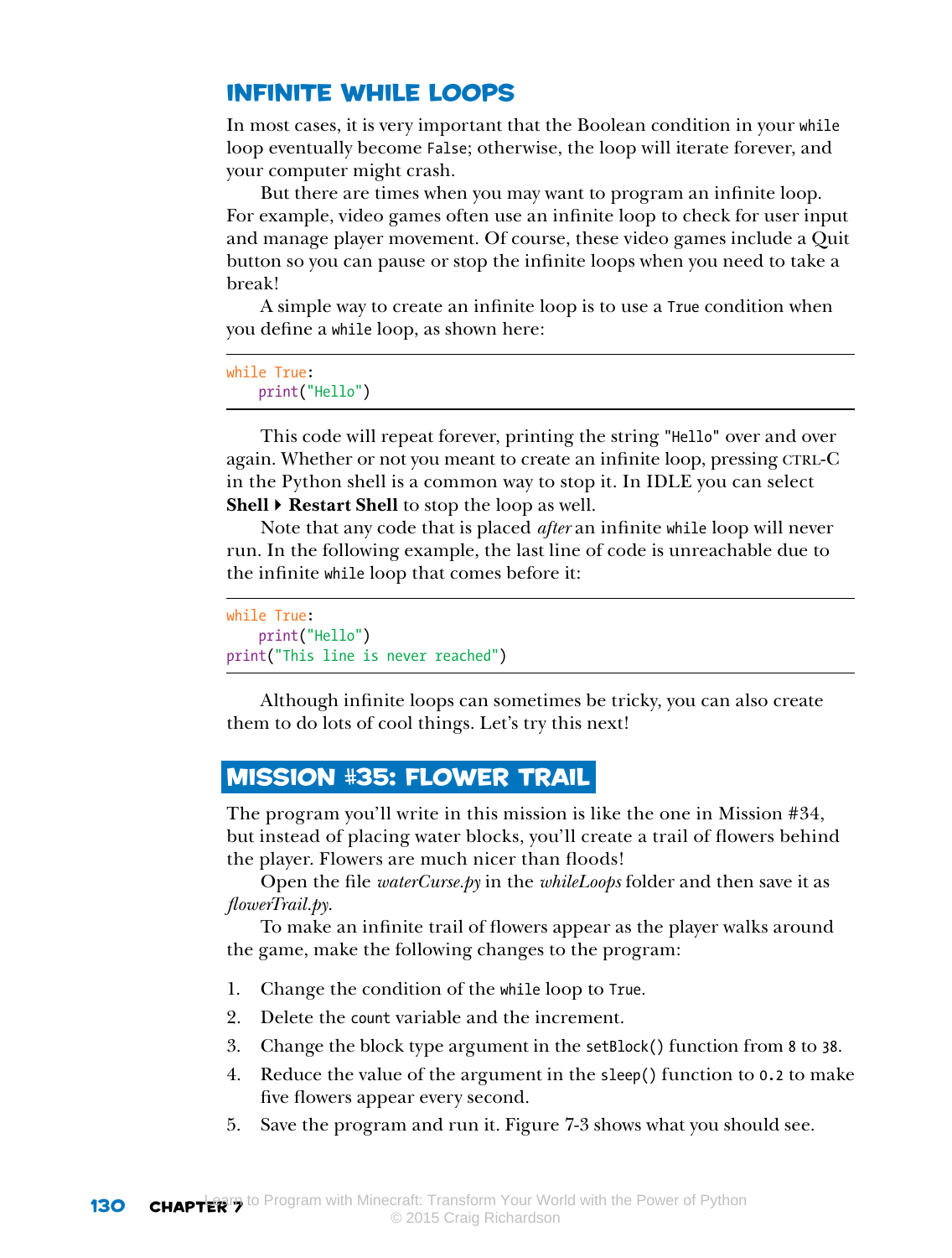## INFINITE WHILE LOOPS

In most cases, it is very important that the Boolean condition in your `while` loop eventually become `False`; otherwise, the loop will iterate forever, and your computer might crash.

But there are times when you may want to program an infinite loop. For example, video games often use an infinite loop to check for user input and manage player movement. Of course, these video games include a Quit button so you can pause or stop the infinite loops when you need to take a break!

A simple way to create an infinite loop is to use a `True` condition when you define a `while` loop, as shown here:

```
while True:
    print("Hello")
```

This code will repeat forever, printing the string `"Hello"` over and over again. Whether or not you meant to create an infinite loop, pressing CTRL-C in the Python shell is a common way to stop it. In IDLE you can select **Shell ▸ Restart Shell** to stop the loop as well.

Note that any code that is placed *after* an infinite `while` loop will never run. In the following example, the last line of code is unreachable due to the infinite `while` loop that comes before it:

```
while True:
    print("Hello")
print("This line is never reached")
```

Although infinite loops can sometimes be tricky, you can also create them to do lots of cool things. Let's try this next!

## MISSION #35: FLOWER TRAIL

The program you'll write in this mission is like the one in Mission #34, but instead of placing water blocks, you'll create a trail of flowers behind the player. Flowers are much nicer than floods!

Open the file *waterCurse.py* in the *whileLoops* folder and then save it as *flowerTrail.py*.

To make an infinite trail of flowers appear as the player walks around the game, make the following changes to the program:

1. Change the condition of the `while` loop to `True`.
2. Delete the `count` variable and the increment.
3. Change the block type argument in the `setBlock()` function from `8` to `38`.
4. Reduce the value of the argument in the `sleep()` function to `0.2` to make five flowers appear every second.
5. Save the program and run it. Figure 7-3 shows what you should see.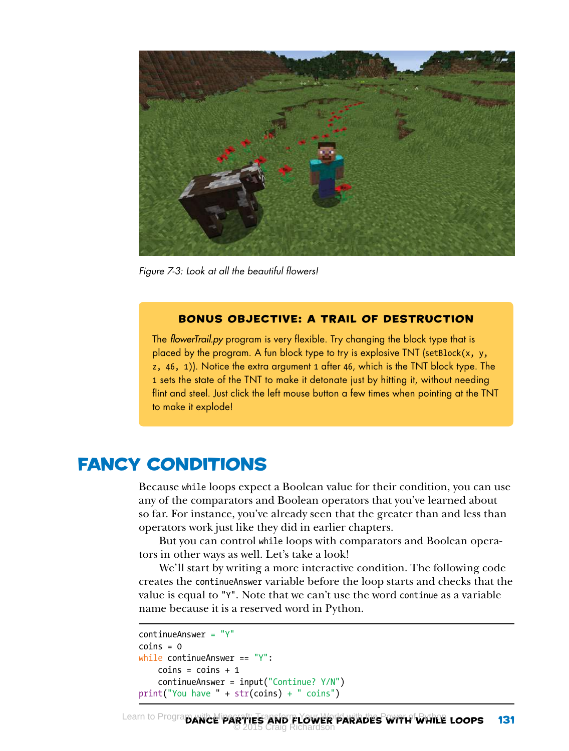Figure 7-3: Look at all the beautiful flowers!

### BONUS OBJECTIVE: A TRAIL OF DESTRUCTION

The *flowerTrail.py* program is very flexible. Try changing the block type that is placed by the program. A fun block type to try is explosive TNT (`setBlock(x, y, z, 46, 1)`). Notice the extra argument `1` after `46`, which is the TNT block type. The `1` sets the state of the TNT to make it detonate just by hitting it, without needing flint and steel. Just click the left mouse button a few times when pointing at the TNT to make it explode!

## FANCY CONDITIONS

Because `while` loops expect a Boolean value for their condition, you can use any of the comparators and Boolean operators that you've learned about so far. For instance, you've already seen that the greater than and less than operators work just like they did in earlier chapters.

But you can control `while` loops with comparators and Boolean operators in other ways as well. Let's take a look!

We'll start by writing a more interactive condition. The following code creates the `continueAnswer` variable before the loop starts and checks that the value is equal to `"Y"`. Note that we can't use the word `continue` as a variable name because it is a reserved word in Python.

```
continueAnswer = "Y"
coins = 0
while continueAnswer == "Y":
    coins = coins + 1
    continueAnswer = input("Continue? Y/N")
print("You have " + str(coins) + " coins")
```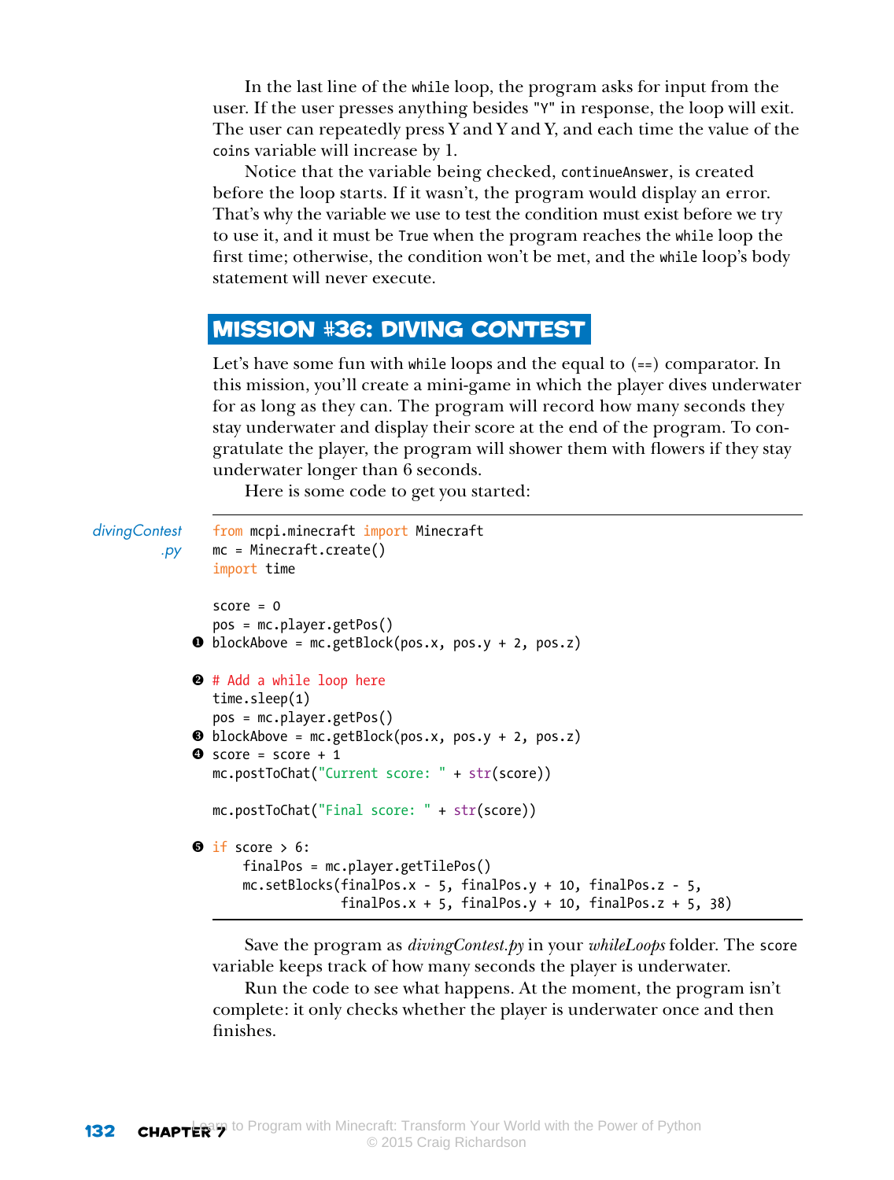In the last line of the `while` loop, the program asks for input from the user. If the user presses anything besides `"Y"` in response, the loop will exit. The user can repeatedly press Y and Y and Y, and each time the value of the `coins` variable will increase by 1.

Notice that the variable being checked, `continueAnswer`, is created before the loop starts. If it wasn't, the program would display an error. That's why the variable we use to test the condition must exist before we try to use it, and it must be `True` when the program reaches the `while` loop the first time; otherwise, the condition won't be met, and the `while` loop's body statement will never execute.

## MISSION #36: DIVING CONTEST

Let's have some fun with `while` loops and the equal to (`==`) comparator. In this mission, you'll create a mini-game in which the player dives underwater for as long as they can. The program will record how many seconds they stay underwater and display their score at the end of the program. To congratulate the player, the program will shower them with flowers if they stay underwater longer than 6 seconds.

Here is some code to get you started:

*divingContest.py*

```
from mcpi.minecraft import Minecraft
mc = Minecraft.create()
import time

score = 0
pos = mc.player.getPos()
❶ blockAbove = mc.getBlock(pos.x, pos.y + 2, pos.z)

❷ # Add a while loop here
time.sleep(1)
pos = mc.player.getPos()
❸ blockAbove = mc.getBlock(pos.x, pos.y + 2, pos.z)
❹ score = score + 1
mc.postToChat("Current score: " + str(score))

mc.postToChat("Final score: " + str(score))

❺ if score > 6:
    finalPos = mc.player.getTilePos()
    mc.setBlocks(finalPos.x - 5, finalPos.y + 10, finalPos.z - 5,
                 finalPos.x + 5, finalPos.y + 10, finalPos.z + 5, 38)
```

Save the program as *divingContest.py* in your *whileLoops* folder. The `score` variable keeps track of how many seconds the player is underwater.

Run the code to see what happens. At the moment, the program isn't complete: it only checks whether the player is underwater once and then finishes.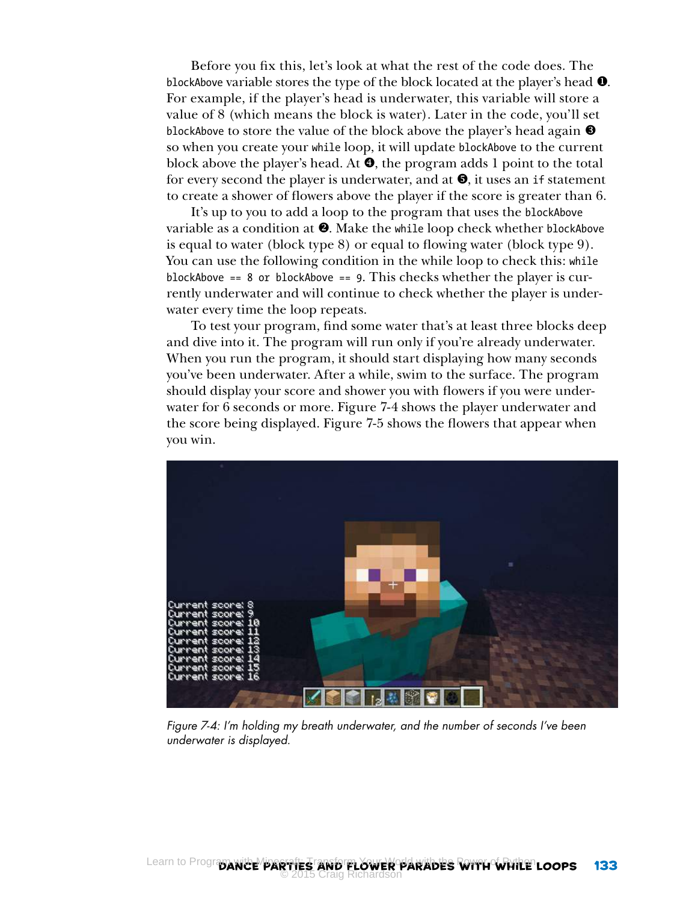Before you fix this, let's look at what the rest of the code does. The `blockAbove` variable stores the type of the block located at the player's head ❶. For example, if the player's head is underwater, this variable will store a value of 8 (which means the block is water). Later in the code, you'll set `blockAbove` to store the value of the block above the player's head again ❸ so when you create your `while` loop, it will update `blockAbove` to the current block above the player's head. At ❹, the program adds 1 point to the total for every second the player is underwater, and at ❺, it uses an `if` statement to create a shower of flowers above the player if the score is greater than 6.

It's up to you to add a loop to the program that uses the `blockAbove` variable as a condition at ❷. Make the `while` loop check whether `blockAbove` is equal to water (block type 8) or equal to flowing water (block type 9). You can use the following condition in the while loop to check this: `while blockAbove == 8 or blockAbove == 9`. This checks whether the player is currently underwater and will continue to check whether the player is underwater every time the loop repeats.

To test your program, find some water that's at least three blocks deep and dive into it. The program will run only if you're already underwater. When you run the program, it should start displaying how many seconds you've been underwater. After a while, swim to the surface. The program should display your score and shower you with flowers if you were underwater for 6 seconds or more. Figure 7-4 shows the player underwater and the score being displayed. Figure 7-5 shows the flowers that appear when you win.

*Figure 7-4: I'm holding my breath underwater, and the number of seconds I've been underwater is displayed.*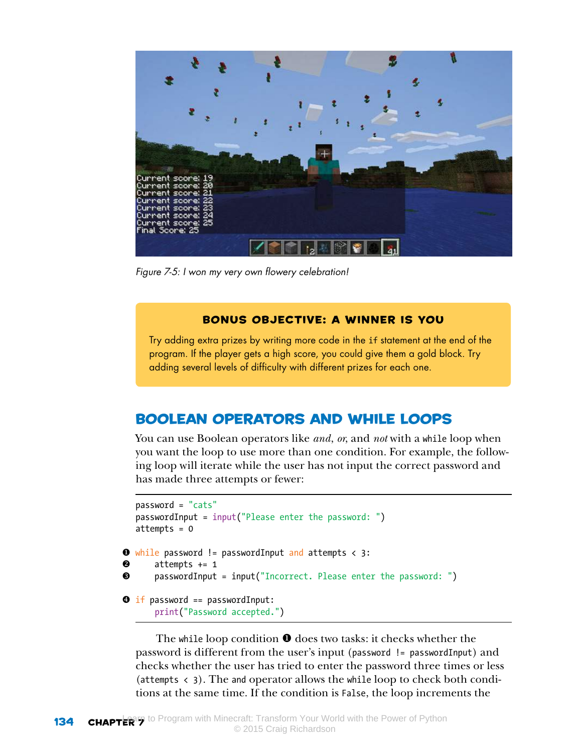Figure 7-5: I won my very own flowery celebration!

> **BONUS OBJECTIVE: A WINNER IS YOU**
>
> Try adding extra prizes by writing more code in the `if` statement at the end of the program. If the player gets a high score, you could give them a gold block. Try adding several levels of difficulty with different prizes for each one.

## BOOLEAN OPERATORS AND WHILE LOOPS

You can use Boolean operators like *and*, *or*, and *not* with a `while` loop when you want the loop to use more than one condition. For example, the following loop will iterate while the user has not input the correct password and has made three attempts or fewer:

```
password = "cats"
passwordInput = input("Please enter the password: ")
attempts = 0

❶ while password != passwordInput and attempts < 3:
❷     attempts += 1
❸     passwordInput = input("Incorrect. Please enter the password: ")

❹ if password == passwordInput:
      print("Password accepted.")
```

The `while` loop condition ❶ does two tasks: it checks whether the password is different from the user's input (`password != passwordInput`) and checks whether the user has tried to enter the password three times or less (`attempts < 3`). The `and` operator allows the `while` loop to check both conditions at the same time. If the condition is `False`, the loop increments the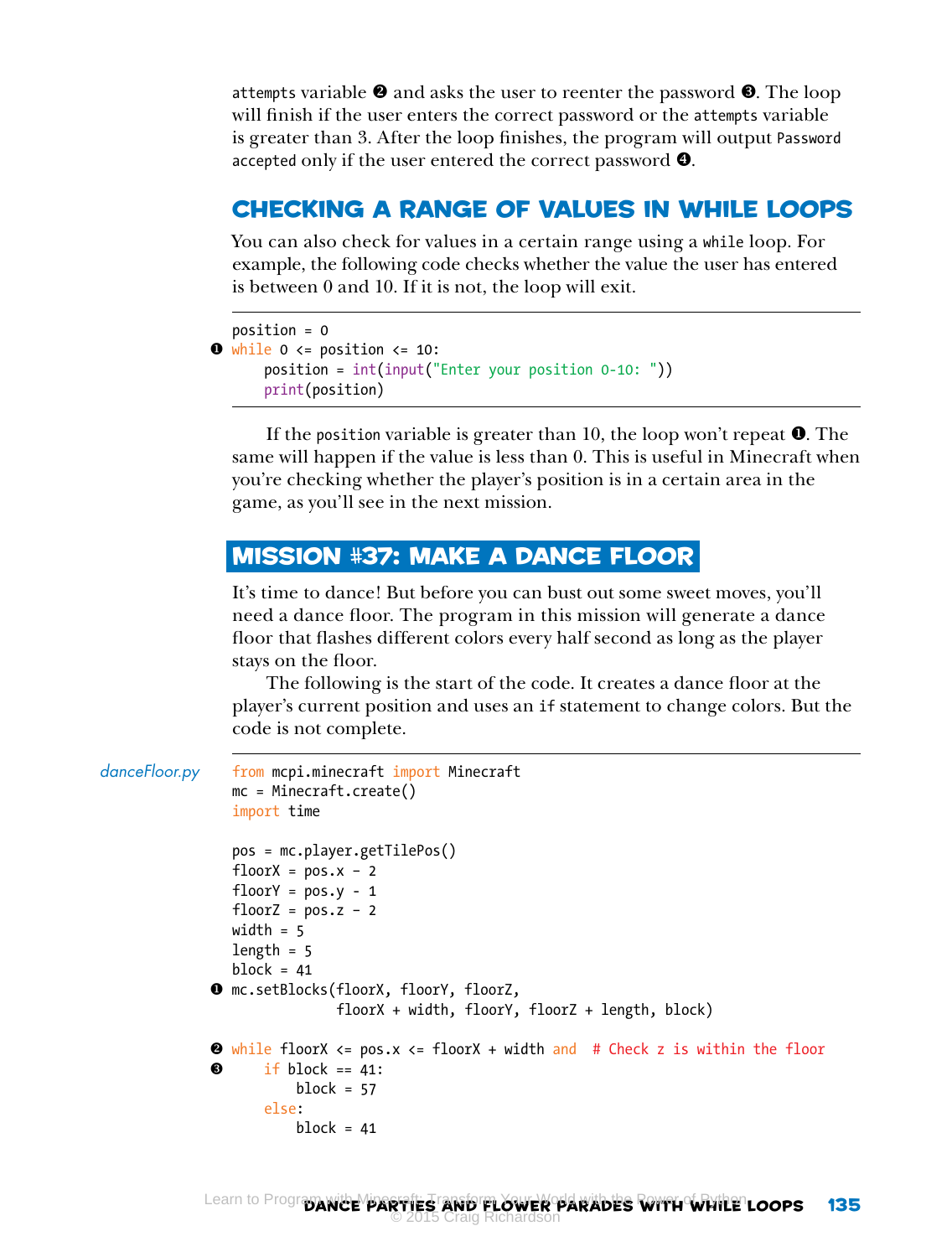attempts variable ❷ and asks the user to reenter the password ❸. The loop will finish if the user enters the correct password or the attempts variable is greater than 3. After the loop finishes, the program will output Password accepted only if the user entered the correct password ❹.

## CHECKING A RANGE OF VALUES IN WHILE LOOPS

You can also check for values in a certain range using a while loop. For example, the following code checks whether the value the user has entered is between 0 and 10. If it is not, the loop will exit.

```
position = 0
❶ while 0 <= position <= 10:
    position = int(input("Enter your position 0-10: "))
    print(position)
```

If the position variable is greater than 10, the loop won't repeat ❶. The same will happen if the value is less than 0. This is useful in Minecraft when you're checking whether the player's position is in a certain area in the game, as you'll see in the next mission.

## MISSION #37: MAKE A DANCE FLOOR

It's time to dance! But before you can bust out some sweet moves, you'll need a dance floor. The program in this mission will generate a dance floor that flashes different colors every half second as long as the player stays on the floor.

The following is the start of the code. It creates a dance floor at the player's current position and uses an if statement to change colors. But the code is not complete.

*danceFloor.py*

```
from mcpi.minecraft import Minecraft
mc = Minecraft.create()
import time

pos = mc.player.getTilePos()
floorX = pos.x - 2
floorY = pos.y - 1
floorZ = pos.z - 2
width = 5
length = 5
block = 41
❶ mc.setBlocks(floorX, floorY, floorZ,
               floorX + width, floorY, floorZ + length, block)

❷ while floorX <= pos.x <= floorX + width and  # Check z is within the floor
❸     if block == 41:
          block = 57
      else:
          block = 41
```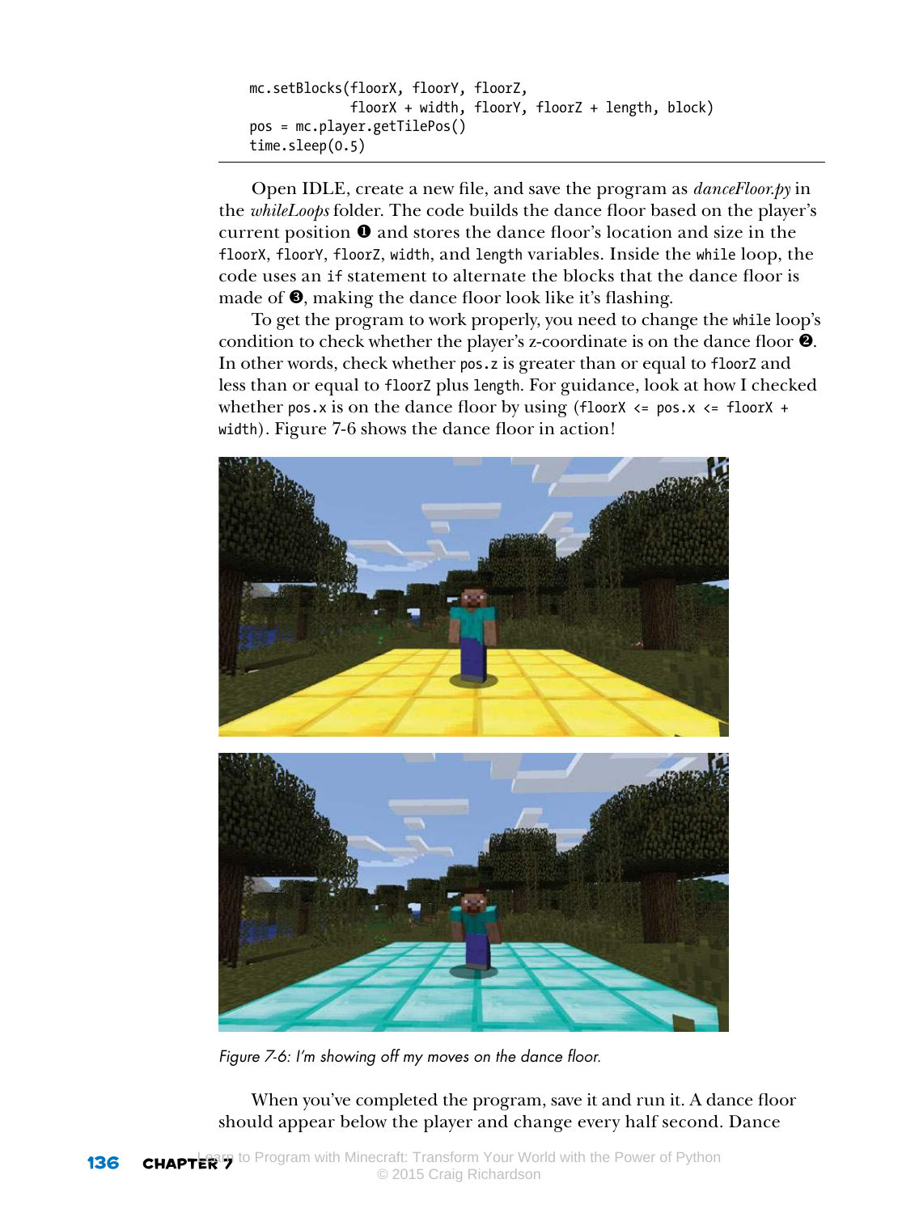```
    mc.setBlocks(floorX, floorY, floorZ,
                 floorX + width, floorY, floorZ + length, block)
    pos = mc.player.getTilePos()
    time.sleep(0.5)
```

Open IDLE, create a new file, and save the program as *danceFloor.py* in the *whileLoops* folder. The code builds the dance floor based on the player's current position ❶ and stores the dance floor's location and size in the `floorX`, `floorY`, `floorZ`, `width`, and `length` variables. Inside the `while` loop, the code uses an `if` statement to alternate the blocks that the dance floor is made of ❸, making the dance floor look like it's flashing.

To get the program to work properly, you need to change the `while` loop's condition to check whether the player's z-coordinate is on the dance floor ❷. In other words, check whether `pos.z` is greater than or equal to `floorZ` and less than or equal to `floorZ` plus `length`. For guidance, look at how I checked whether `pos.x` is on the dance floor by using `(floorX <= pos.x <= floorX + width)`. Figure 7-6 shows the dance floor in action!

*Figure 7-6: I'm showing off my moves on the dance floor.*

When you've completed the program, save it and run it. A dance floor should appear below the player and change every half second. Dance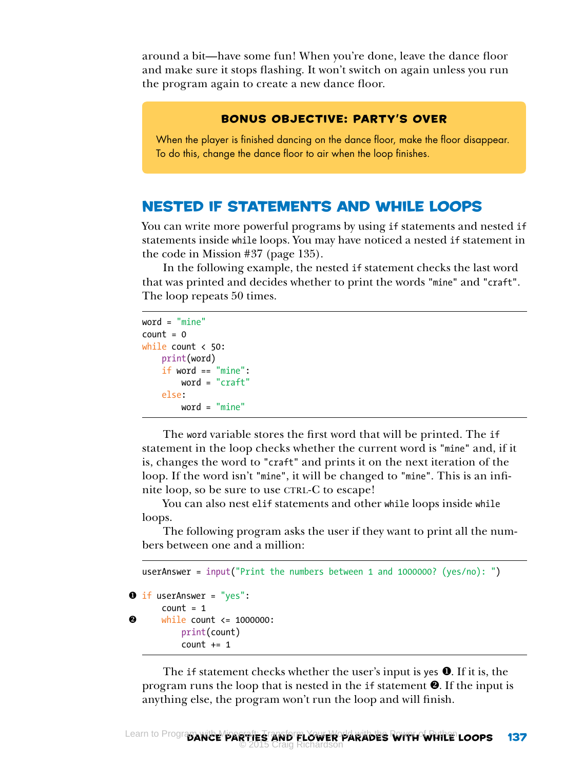around a bit—have some fun! When you're done, leave the dance floor and make sure it stops flashing. It won't switch on again unless you run the program again to create a new dance floor.

> **BONUS OBJECTIVE: PARTY'S OVER**
>
> When the player is finished dancing on the dance floor, make the floor disappear. To do this, change the dance floor to air when the loop finishes.

## NESTED IF STATEMENTS AND WHILE LOOPS

You can write more powerful programs by using `if` statements and nested `if` statements inside `while` loops. You may have noticed a nested `if` statement in the code in Mission #37 (page 135).

In the following example, the nested `if` statement checks the last word that was printed and decides whether to print the words `"mine"` and `"craft"`. The loop repeats 50 times.

```
word = "mine"
count = 0
while count < 50:
    print(word)
    if word == "mine":
        word = "craft"
    else:
        word = "mine"
```

The `word` variable stores the first word that will be printed. The `if` statement in the loop checks whether the current word is `"mine"` and, if it is, changes the word to `"craft"` and prints it on the next iteration of the loop. If the word isn't `"mine"`, it will be changed to `"mine"`. This is an infinite loop, so be sure to use CTRL-C to escape!

You can also nest `elif` statements and other `while` loops inside `while` loops.

The following program asks the user if they want to print all the numbers between one and a million:

```
userAnswer = input("Print the numbers between 1 and 1000000? (yes/no): ")

❶ if userAnswer = "yes":
    count = 1
❷     while count <= 1000000:
        print(count)
        count += 1
```

The `if` statement checks whether the user's input is `yes` ❶. If it is, the program runs the loop that is nested in the `if` statement ❷. If the input is anything else, the program won't run the loop and will finish.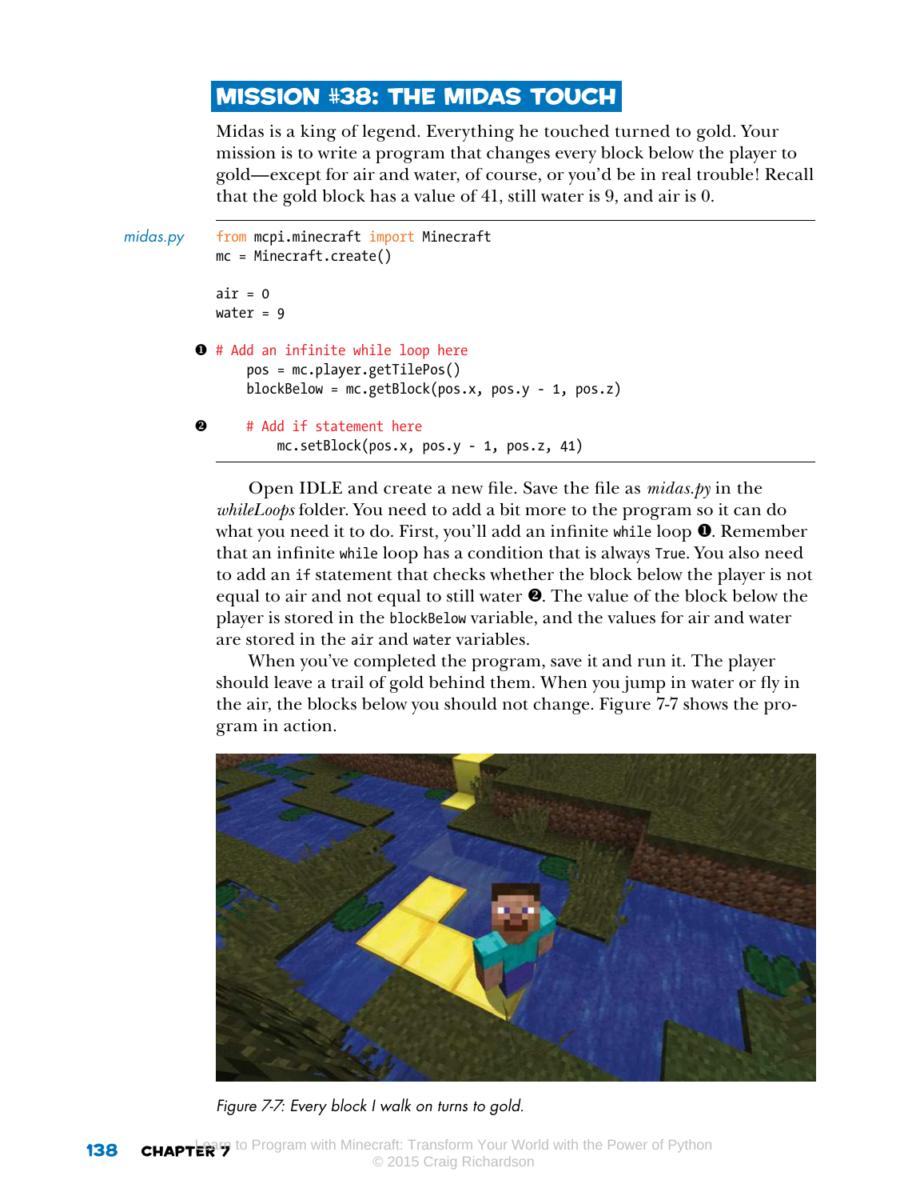## MISSION #38: THE MIDAS TOUCH

Midas is a king of legend. Everything he touched turned to gold. Your mission is to write a program that changes every block below the player to gold—except for air and water, of course, or you'd be in real trouble! Recall that the gold block has a value of 41, still water is 9, and air is 0.

*midas.py*

```
from mcpi.minecraft import Minecraft
mc = Minecraft.create()

air = 0
water = 9

❶ # Add an infinite while loop here
    pos = mc.player.getTilePos()
    blockBelow = mc.getBlock(pos.x, pos.y - 1, pos.z)

❷   # Add if statement here
        mc.setBlock(pos.x, pos.y - 1, pos.z, 41)
```

Open IDLE and create a new file. Save the file as *midas.py* in the *whileLoops* folder. You need to add a bit more to the program so it can do what you need it to do. First, you'll add an infinite `while` loop ❶. Remember that an infinite `while` loop has a condition that is always `True`. You also need to add an `if` statement that checks whether the block below the player is not equal to air and not equal to still water ❷. The value of the block below the player is stored in the `blockBelow` variable, and the values for air and water are stored in the `air` and `water` variables.

When you've completed the program, save it and run it. The player should leave a trail of gold behind them. When you jump in water or fly in the air, the blocks below you should not change. Figure 7-7 shows the program in action.

*Figure 7-7: Every block I walk on turns to gold.*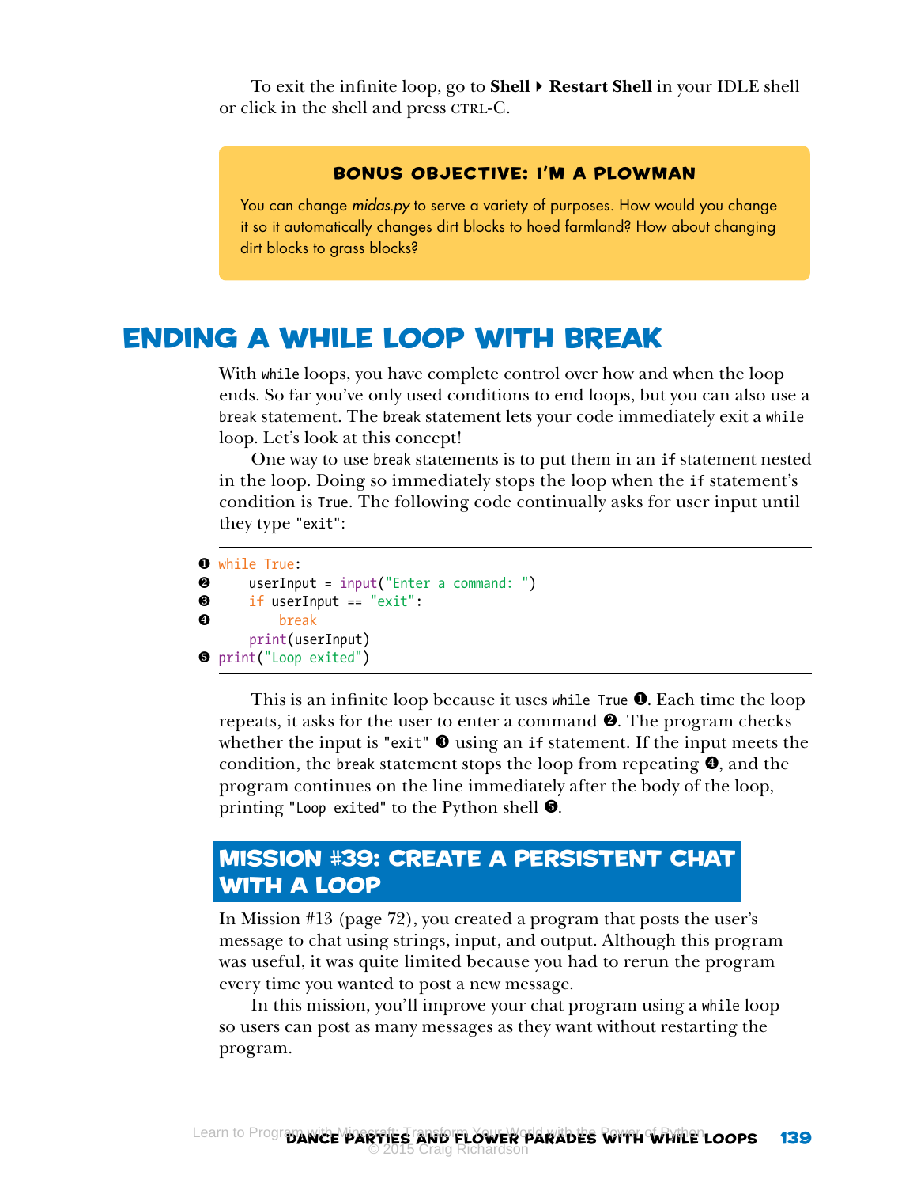To exit the infinite loop, go to **Shell ▸ Restart Shell** in your IDLE shell or click in the shell and press CTRL-C.

> **BONUS OBJECTIVE: I'M A PLOWMAN**
>
> You can change *midas.py* to serve a variety of purposes. How would you change it so it automatically changes dirt blocks to hoed farmland? How about changing dirt blocks to grass blocks?

## ENDING A WHILE LOOP WITH BREAK

With `while` loops, you have complete control over how and when the loop ends. So far you've only used conditions to end loops, but you can also use a `break` statement. The `break` statement lets your code immediately exit a `while` loop. Let's look at this concept!

One way to use `break` statements is to put them in an `if` statement nested in the loop. Doing so immediately stops the loop when the `if` statement's condition is `True`. The following code continually asks for user input until they type `"exit"`:

```
❶ while True:
❷     userInput = input("Enter a command: ")
❸     if userInput == "exit":
❹         break
      print(userInput)
❺ print("Loop exited")
```

This is an infinite loop because it uses `while True` ❶. Each time the loop repeats, it asks for the user to enter a command ❷. The program checks whether the input is `"exit"` ❸ using an `if` statement. If the input meets the condition, the `break` statement stops the loop from repeating ❹, and the program continues on the line immediately after the body of the loop, printing `"Loop exited"` to the Python shell ❺.

## MISSION #39: CREATE A PERSISTENT CHAT WITH A LOOP

In Mission #13 (page 72), you created a program that posts the user's message to chat using strings, input, and output. Although this program was useful, it was quite limited because you had to rerun the program every time you wanted to post a new message.

In this mission, you'll improve your chat program using a `while` loop so users can post as many messages as they want without restarting the program.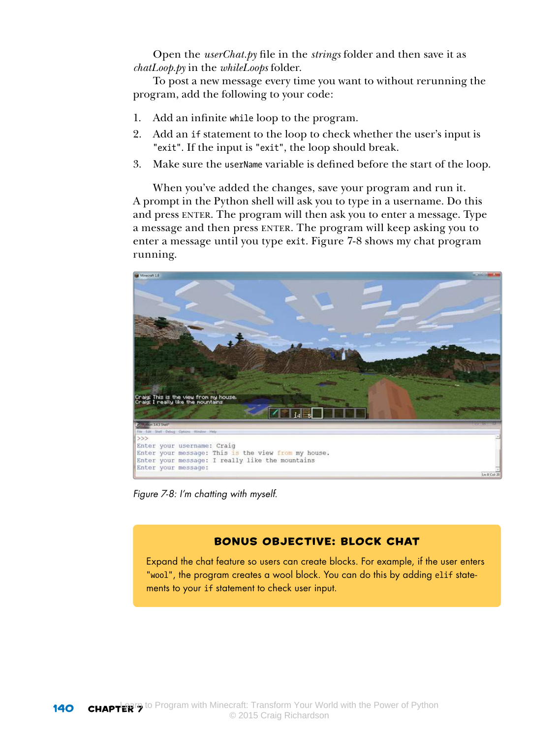Open the *userChat.py* file in the *strings* folder and then save it as *chatLoop.py* in the *whileLoops* folder.

To post a new message every time you want to without rerunning the program, add the following to your code:

1. Add an infinite `while` loop to the program.
2. Add an `if` statement to the loop to check whether the user's input is `"exit"`. If the input is `"exit"`, the loop should break.
3. Make sure the `userName` variable is defined before the start of the loop.

When you've added the changes, save your program and run it. A prompt in the Python shell will ask you to type in a username. Do this and press ENTER. The program will then ask you to enter a message. Type a message and then press ENTER. The program will keep asking you to enter a message until you type `exit`. Figure 7-8 shows my chat program running.

*Figure 7-8: I'm chatting with myself.*

### BONUS OBJECTIVE: BLOCK CHAT

Expand the chat feature so users can create blocks. For example, if the user enters `"wool"`, the program creates a wool block. You can do this by adding `elif` statements to your `if` statement to check user input.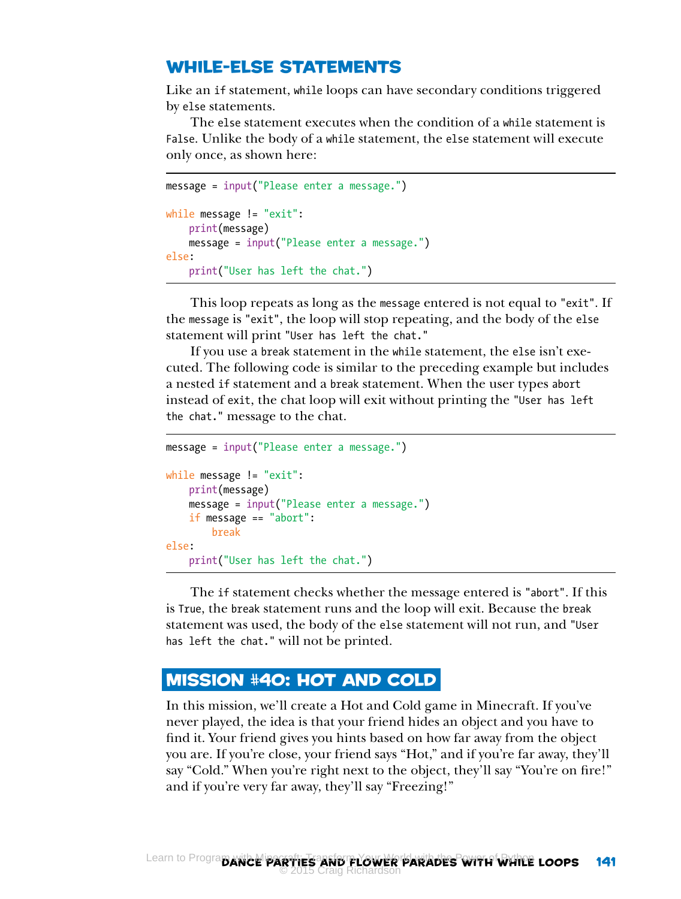## WHILE-ELSE STATEMENTS

Like an `if` statement, `while` loops can have secondary conditions triggered by `else` statements.

The `else` statement executes when the condition of a `while` statement is `False`. Unlike the body of a `while` statement, the `else` statement will execute only once, as shown here:

```
message = input("Please enter a message.")

while message != "exit":
    print(message)
    message = input("Please enter a message.")
else:
    print("User has left the chat.")
```

This loop repeats as long as the `message` entered is not equal to `"exit"`. If the `message` is `"exit"`, the loop will stop repeating, and the body of the `else` statement will print `"User has left the chat."`

If you use a `break` statement in the `while` statement, the `else` isn't executed. The following code is similar to the preceding example but includes a nested `if` statement and a `break` statement. When the user types `abort` instead of `exit`, the chat loop will exit without printing the `"User has left the chat."` message to the chat.

```
message = input("Please enter a message.")

while message != "exit":
    print(message)
    message = input("Please enter a message.")
    if message == "abort":
        break
else:
    print("User has left the chat.")
```

The `if` statement checks whether the message entered is `"abort"`. If this is `True`, the `break` statement runs and the loop will exit. Because the `break` statement was used, the body of the `else` statement will not run, and `"User has left the chat."` will not be printed.

## MISSION #40: HOT AND COLD

In this mission, we'll create a Hot and Cold game in Minecraft. If you've never played, the idea is that your friend hides an object and you have to find it. Your friend gives you hints based on how far away from the object you are. If you're close, your friend says "Hot," and if you're far away, they'll say "Cold." When you're right next to the object, they'll say "You're on fire!" and if you're very far away, they'll say "Freezing!"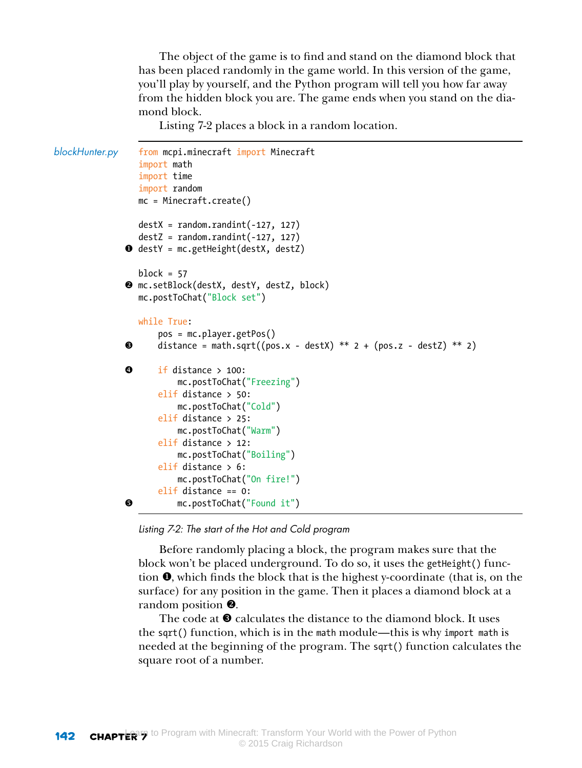The object of the game is to find and stand on the diamond block that has been placed randomly in the game world. In this version of the game, you'll play by yourself, and the Python program will tell you how far away from the hidden block you are. The game ends when you stand on the diamond block.

Listing 7-2 places a block in a random location.

*blockHunter.py*

```
from mcpi.minecraft import Minecraft
import math
import time
import random
mc = Minecraft.create()

destX = random.randint(-127, 127)
destZ = random.randint(-127, 127)
❶ destY = mc.getHeight(destX, destZ)

block = 57
❷ mc.setBlock(destX, destY, destZ, block)
mc.postToChat("Block set")

while True:
    pos = mc.player.getPos()
❸   distance = math.sqrt((pos.x - destX) ** 2 + (pos.z - destZ) ** 2)

❹   if distance > 100:
        mc.postToChat("Freezing")
    elif distance > 50:
        mc.postToChat("Cold")
    elif distance > 25:
        mc.postToChat("Warm")
    elif distance > 12:
        mc.postToChat("Boiling")
    elif distance > 6:
        mc.postToChat("On fire!")
    elif distance == 0:
❺       mc.postToChat("Found it")
```

*Listing 7-2: The start of the Hot and Cold program*

Before randomly placing a block, the program makes sure that the block won't be placed underground. To do so, it uses the `getHeight()` function ❶, which finds the block that is the highest y-coordinate (that is, on the surface) for any position in the game. Then it places a diamond block at a random position ❷.

The code at ❸ calculates the distance to the diamond block. It uses the `sqrt()` function, which is in the `math` module—this is why `import math` is needed at the beginning of the program. The `sqrt()` function calculates the square root of a number.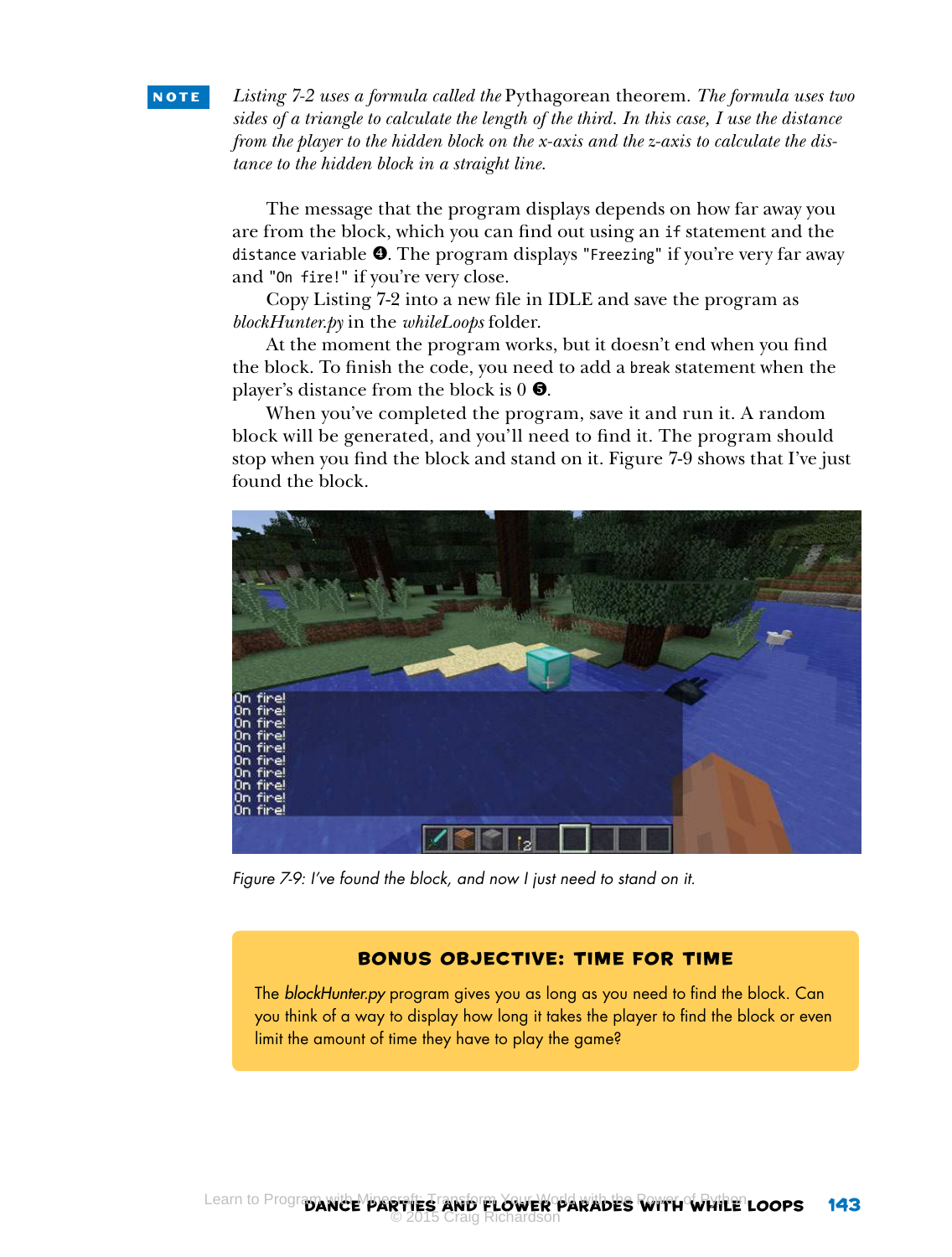**NOTE** *Listing 7-2 uses a formula called the* Pythagorean theorem. *The formula uses two sides of a triangle to calculate the length of the third. In this case, I use the distance from the player to the hidden block on the x-axis and the z-axis to calculate the distance to the hidden block in a straight line.*

The message that the program displays depends on how far away you are from the block, which you can find out using an `if` statement and the `distance` variable ❹. The program displays `"Freezing"` if you're very far away and `"On fire!"` if you're very close.

Copy Listing 7-2 into a new file in IDLE and save the program as *blockHunter.py* in the *whileLoops* folder.

At the moment the program works, but it doesn't end when you find the block. To finish the code, you need to add a `break` statement when the player's distance from the block is 0 ❺.

When you've completed the program, save it and run it. A random block will be generated, and you'll need to find it. The program should stop when you find the block and stand on it. Figure 7-9 shows that I've just found the block.

*Figure 7-9: I've found the block, and now I just need to stand on it.*

### BONUS OBJECTIVE: TIME FOR TIME

The *blockHunter.py* program gives you as long as you need to find the block. Can you think of a way to display how long it takes the player to find the block or even limit the amount of time they have to play the game?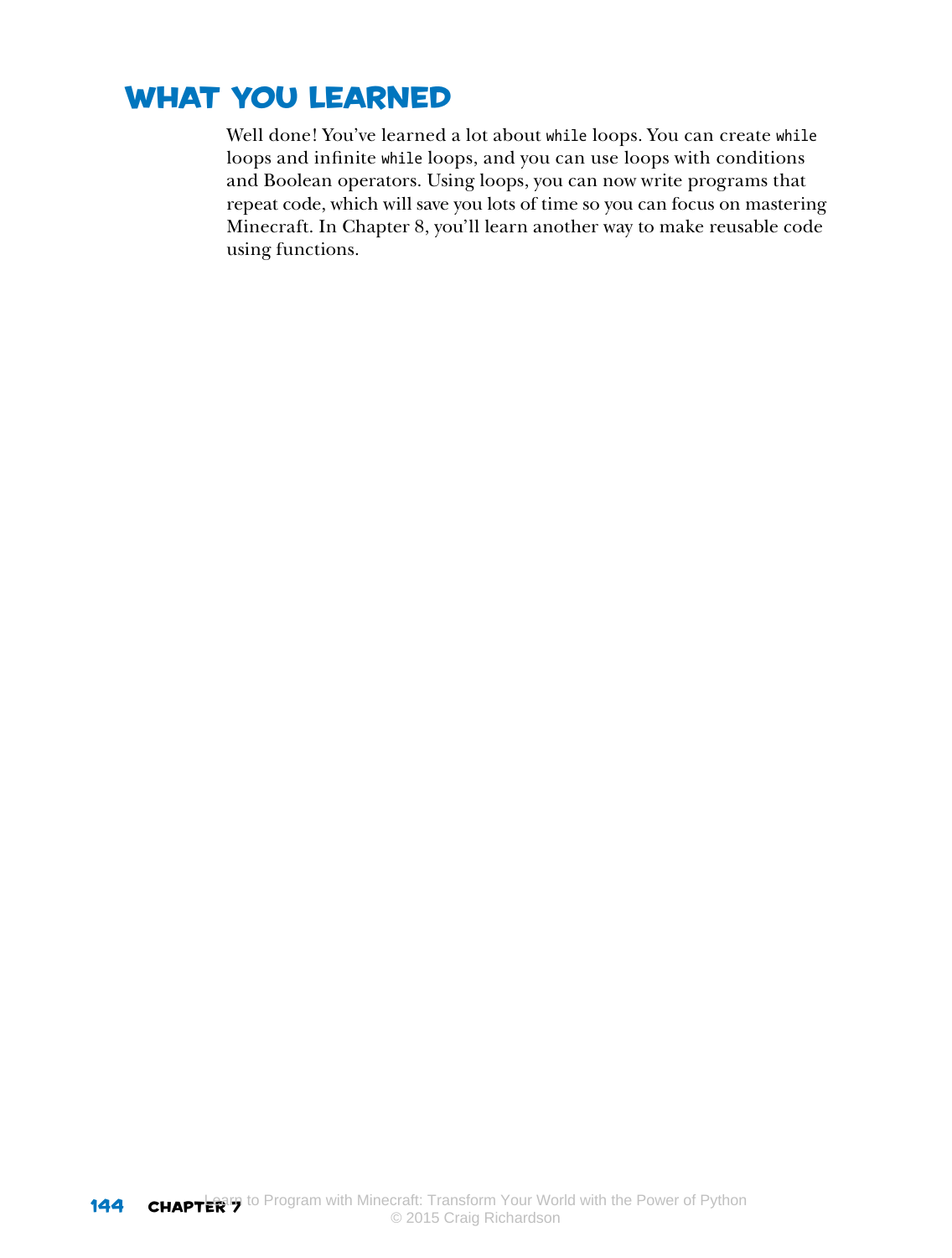## WHAT YOU LEARNED

Well done! You've learned a lot about `while` loops. You can create `while` loops and infinite `while` loops, and you can use loops with conditions and Boolean operators. Using loops, you can now write programs that repeat code, which will save you lots of time so you can focus on mastering Minecraft. In Chapter 8, you'll learn another way to make reusable code using functions.